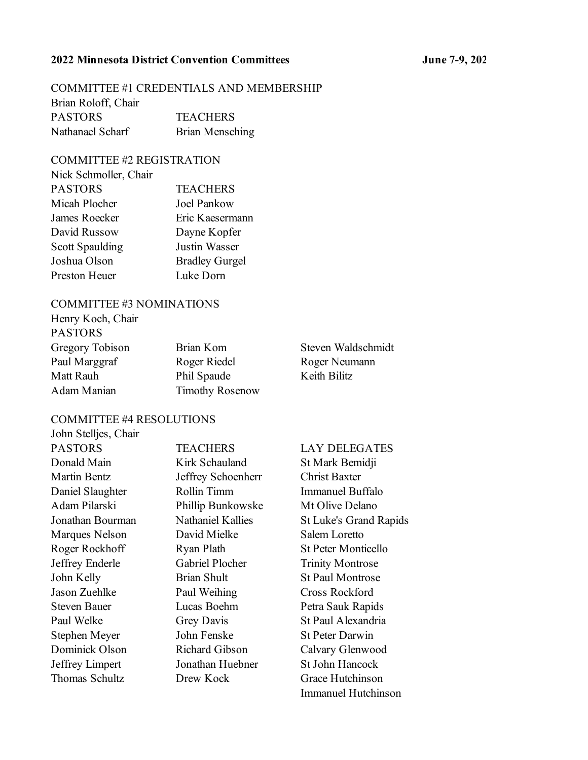**2022 Minnesota District Convention Committees** **June 7-9, 202**

COMMITTEE #1 CREDENTIALS AND MEMBERSHIP

Brian Roloff, Chair

| PASTORS | TEACHERS |
|---|---|
| Nathanael Scharf | Brian Mensching |

COMMITTEE #2 REGISTRATION

Nick Schmoller, Chair

| PASTORS | TEACHERS |
|---|---|
| Micah Plocher | Joel Pankow |
| James Roecker | Eric Kaesermann |
| David Russow | Dayne Kopfer |
| Scott Spaulding | Justin Wasser |
| Joshua Olson | Bradley Gurgel |
| Preston Heuer | Luke Dorn |

COMMITTEE #3 NOMINATIONS

Henry Koch, Chair

PASTORS

| | | |
|---|---|---|
| Gregory Tobison | Brian Kom | Steven Waldschmidt |
| Paul Marggraf | Roger Riedel | Roger Neumann |
| Matt Rauh | Phil Spaude | Keith Bilitz |
| Adam Manian | Timothy Rosenow | |

COMMITTEE #4 RESOLUTIONS

John Stelljes, Chair

| PASTORS | TEACHERS | LAY DELEGATES |
|---|---|---|
| Donald Main | Kirk Schauland | St Mark Bemidji |
| Martin Bentz | Jeffrey Schoenherr | Christ Baxter |
| Daniel Slaughter | Rollin Timm | Immanuel Buffalo |
| Adam Pilarski | Phillip Bunkowske | Mt Olive Delano |
| Jonathan Bourman | Nathaniel Kallies | St Luke's Grand Rapids |
| Marques Nelson | David Mielke | Salem Loretto |
| Roger Rockhoff | Ryan Plath | St Peter Monticello |
| Jeffrey Enderle | Gabriel Plocher | Trinity Montrose |
| John Kelly | Brian Shult | St Paul Montrose |
| Jason Zuehlke | Paul Weihing | Cross Rockford |
| Steven Bauer | Lucas Boehm | Petra Sauk Rapids |
| Paul Welke | Grey Davis | St Paul Alexandria |
| Stephen Meyer | John Fenske | St Peter Darwin |
| Dominick Olson | Richard Gibson | Calvary Glenwood |
| Jeffrey Limpert | Jonathan Huebner | St John Hancock |
| Thomas Schultz | Drew Kock | Grace Hutchinson |
| | | Immanuel Hutchinson |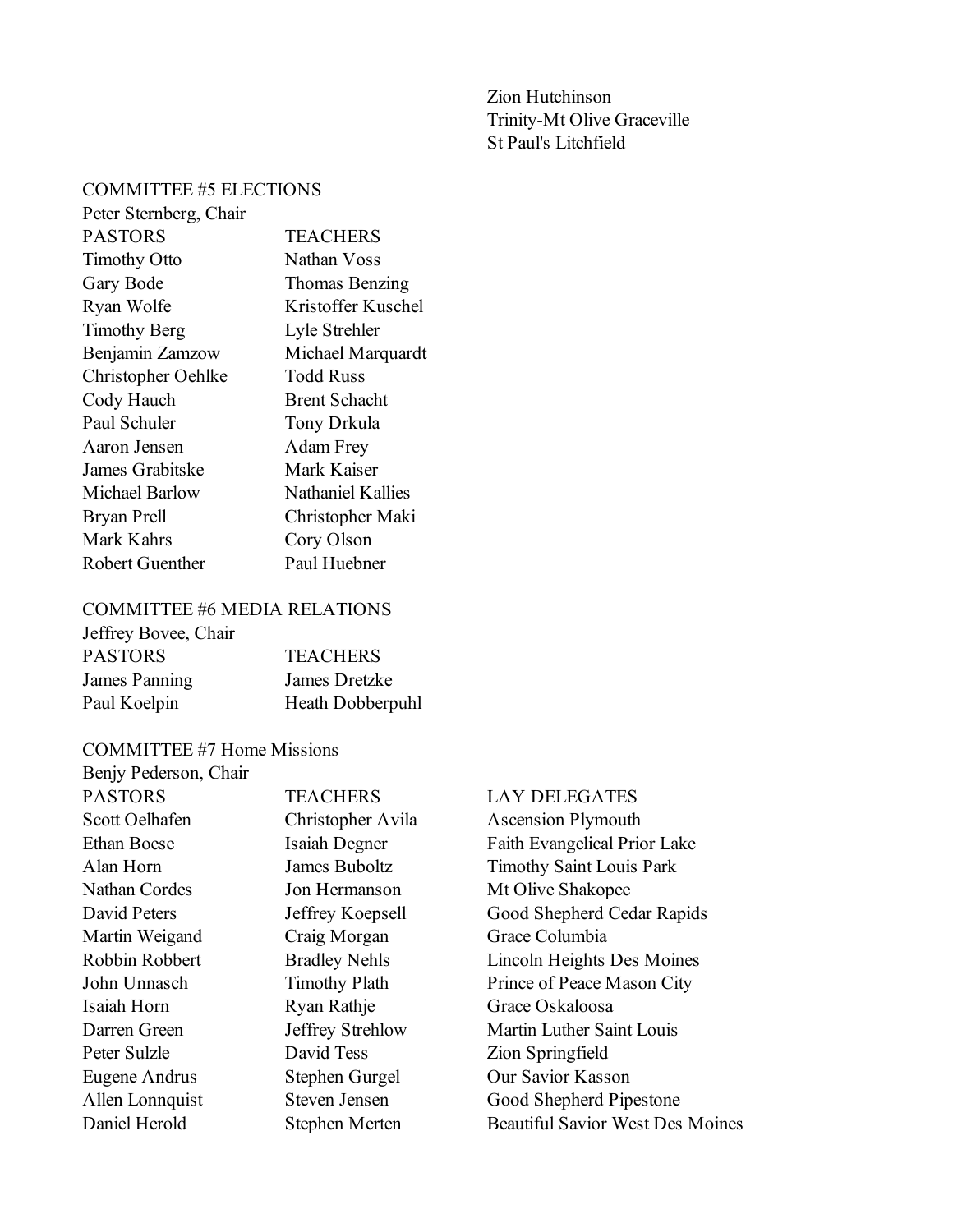| | | |
|---|---|---|
| | | Zion Hutchinson |
| | | Trinity-Mt Olive Graceville |
| | | St Paul's Litchfield |

COMMITTEE #5 ELECTIONS

Peter Sternberg, Chair

| PASTORS | TEACHERS |
|---|---|
| Timothy Otto | Nathan Voss |
| Gary Bode | Thomas Benzing |
| Ryan Wolfe | Kristoffer Kuschel |
| Timothy Berg | Lyle Strehler |
| Benjamin Zamzow | Michael Marquardt |
| Christopher Oehlke | Todd Russ |
| Cody Hauch | Brent Schacht |
| Paul Schuler | Tony Drkula |
| Aaron Jensen | Adam Frey |
| James Grabitske | Mark Kaiser |
| Michael Barlow | Nathaniel Kallies |
| Bryan Prell | Christopher Maki |
| Mark Kahrs | Cory Olson |
| Robert Guenther | Paul Huebner |

COMMITTEE #6 MEDIA RELATIONS

Jeffrey Bovee, Chair

| PASTORS | TEACHERS |
|---|---|
| James Panning | James Dretzke |
| Paul Koelpin | Heath Dobberpuhl |

COMMITTEE #7 Home Missions

Benjy Pederson, Chair

| PASTORS | TEACHERS | LAY DELEGATES |
|---|---|---|
| Scott Oelhafen | Christopher Avila | Ascension Plymouth |
| Ethan Boese | Isaiah Degner | Faith Evangelical Prior Lake |
| Alan Horn | James Buboltz | Timothy Saint Louis Park |
| Nathan Cordes | Jon Hermanson | Mt Olive Shakopee |
| David Peters | Jeffrey Koepsell | Good Shepherd Cedar Rapids |
| Martin Weigand | Craig Morgan | Grace Columbia |
| Robbin Robbert | Bradley Nehls | Lincoln Heights Des Moines |
| John Unnasch | Timothy Plath | Prince of Peace Mason City |
| Isaiah Horn | Ryan Rathje | Grace Oskaloosa |
| Darren Green | Jeffrey Strehlow | Martin Luther Saint Louis |
| Peter Sulzle | David Tess | Zion Springfield |
| Eugene Andrus | Stephen Gurgel | Our Savior Kasson |
| Allen Lonnquist | Steven Jensen | Good Shepherd Pipestone |
| Daniel Herold | Stephen Merten | Beautiful Savior West Des Moines |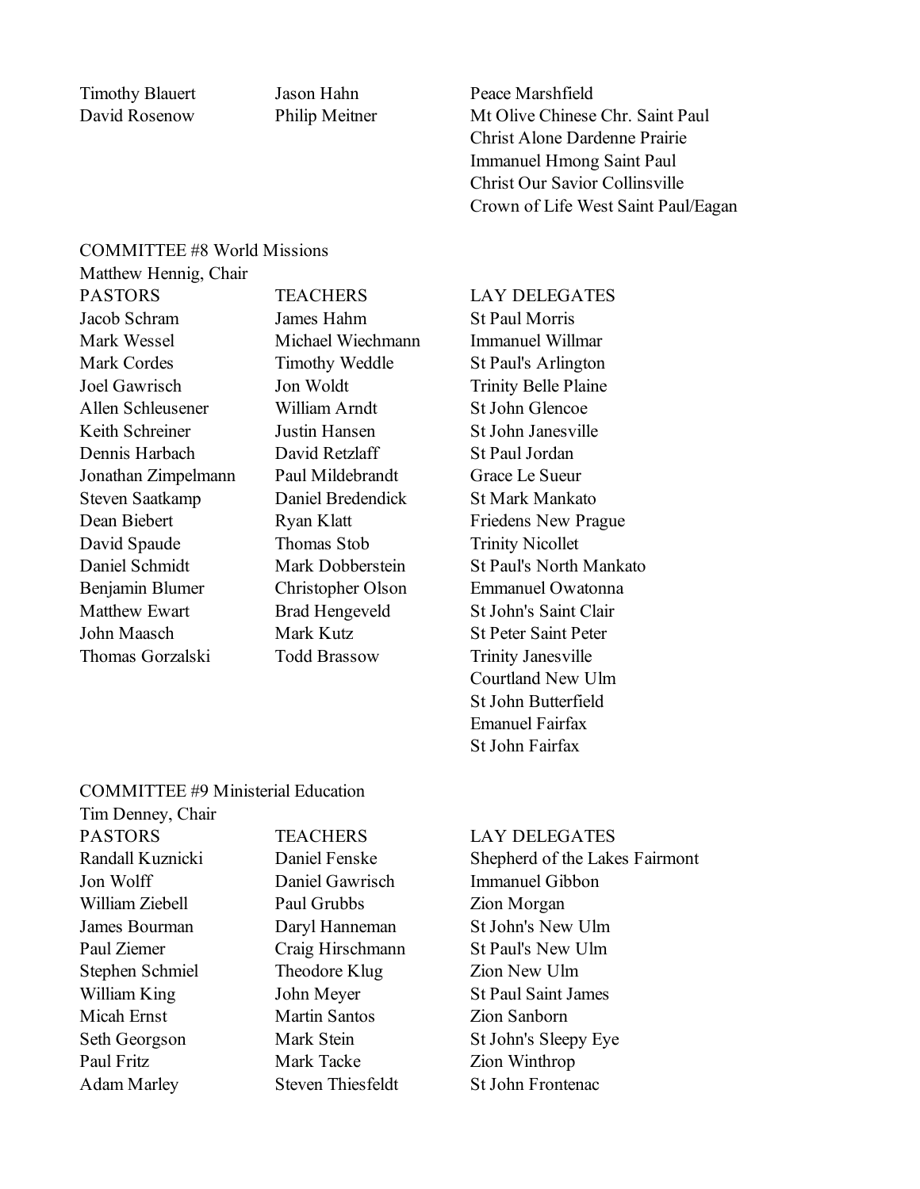| | | |
|---|---|---|
| Timothy Blauert | Jason Hahn | Peace Marshfield |
| David Rosenow | Philip Meitner | Mt Olive Chinese Chr. Saint Paul |
| | | Christ Alone Dardenne Prairie |
| | | Immanuel Hmong Saint Paul |
| | | Christ Our Savior Collinsville |
| | | Crown of Life West Saint Paul/Eagan |

COMMITTEE #8 World Missions

Matthew Hennig, Chair

| PASTORS | TEACHERS | LAY DELEGATES |
|---|---|---|
| Jacob Schram | James Hahm | St Paul Morris |
| Mark Wessel | Michael Wiechmann | Immanuel Willmar |
| Mark Cordes | Timothy Weddle | St Paul's Arlington |
| Joel Gawrisch | Jon Woldt | Trinity Belle Plaine |
| Allen Schleusener | William Arndt | St John Glencoe |
| Keith Schreiner | Justin Hansen | St John Janesville |
| Dennis Harbach | David Retzlaff | St Paul Jordan |
| Jonathan Zimpelmann | Paul Mildebrandt | Grace Le Sueur |
| Steven Saatkamp | Daniel Bredendick | St Mark Mankato |
| Dean Biebert | Ryan Klatt | Friedens New Prague |
| David Spaude | Thomas Stob | Trinity Nicollet |
| Daniel Schmidt | Mark Dobberstein | St Paul's North Mankato |
| Benjamin Blumer | Christopher Olson | Emmanuel Owatonna |
| Matthew Ewart | Brad Hengeveld | St John's Saint Clair |
| John Maasch | Mark Kutz | St Peter Saint Peter |
| Thomas Gorzalski | Todd Brassow | Trinity Janesville |
| | | Courtland New Ulm |
| | | St John Butterfield |
| | | Emanuel Fairfax |
| | | St John Fairfax |

COMMITTEE #9 Ministerial Education

Tim Denney, Chair

| PASTORS | TEACHERS | LAY DELEGATES |
|---|---|---|
| Randall Kuznicki | Daniel Fenske | Shepherd of the Lakes Fairmont |
| Jon Wolff | Daniel Gawrisch | Immanuel Gibbon |
| William Ziebell | Paul Grubbs | Zion Morgan |
| James Bourman | Daryl Hanneman | St John's New Ulm |
| Paul Ziemer | Craig Hirschmann | St Paul's New Ulm |
| Stephen Schmiel | Theodore Klug | Zion New Ulm |
| William King | John Meyer | St Paul Saint James |
| Micah Ernst | Martin Santos | Zion Sanborn |
| Seth Georgson | Mark Stein | St John's Sleepy Eye |
| Paul Fritz | Mark Tacke | Zion Winthrop |
| Adam Marley | Steven Thiesfeldt | St John Frontenac |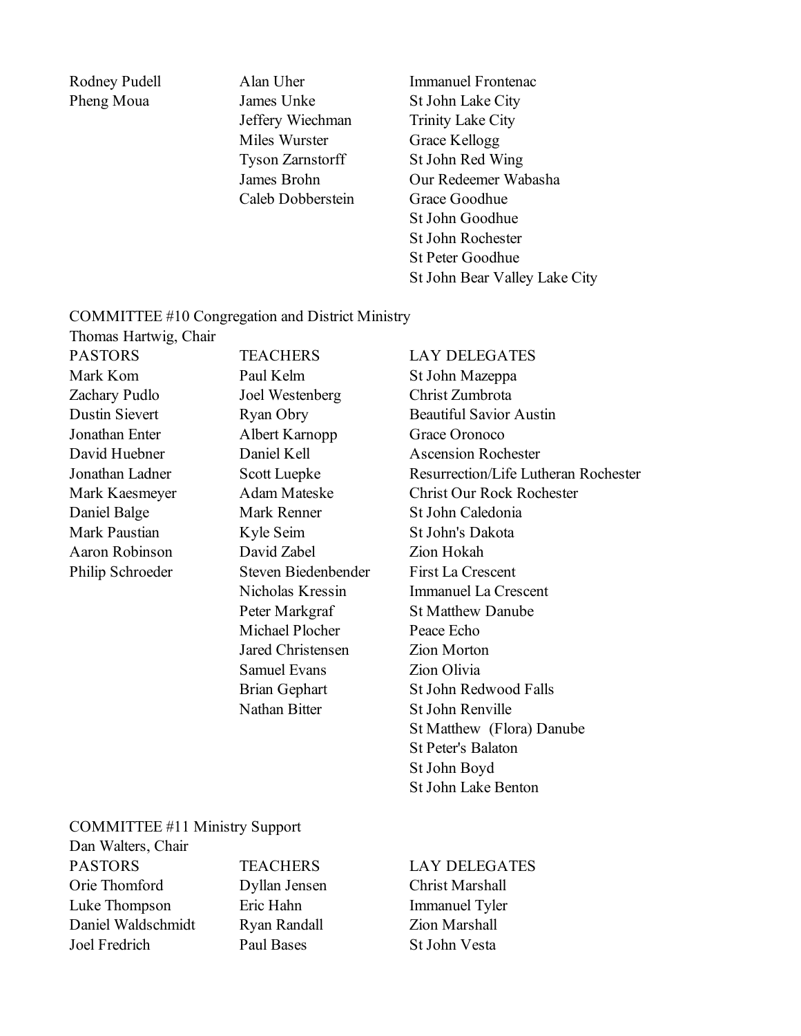| | | |
|---|---|---|
| Rodney Pudell | Alan Uher | Immanuel Frontenac |
| Pheng Moua | James Unke | St John Lake City |
| | Jeffery Wiechman | Trinity Lake City |
| | Miles Wurster | Grace Kellogg |
| | Tyson Zarnstorff | St John Red Wing |
| | James Brohn | Our Redeemer Wabasha |
| | Caleb Dobberstein | Grace Goodhue |
| | | St John Goodhue |
| | | St John Rochester |
| | | St Peter Goodhue |
| | | St John Bear Valley Lake City |

COMMITTEE #10 Congregation and District Ministry

Thomas Hartwig, Chair

| PASTORS | TEACHERS | LAY DELEGATES |
|---|---|---|
| Mark Kom | Paul Kelm | St John Mazeppa |
| Zachary Pudlo | Joel Westenberg | Christ Zumbrota |
| Dustin Sievert | Ryan Obry | Beautiful Savior Austin |
| Jonathan Enter | Albert Karnopp | Grace Oronoco |
| David Huebner | Daniel Kell | Ascension Rochester |
| Jonathan Ladner | Scott Luepke | Resurrection/Life Lutheran Rochester |
| Mark Kaesmeyer | Adam Mateske | Christ Our Rock Rochester |
| Daniel Balge | Mark Renner | St John Caledonia |
| Mark Paustian | Kyle Seim | St John's Dakota |
| Aaron Robinson | David Zabel | Zion Hokah |
| Philip Schroeder | Steven Biedenbender | First La Crescent |
| | Nicholas Kressin | Immanuel La Crescent |
| | Peter Markgraf | St Matthew Danube |
| | Michael Plocher | Peace Echo |
| | Jared Christensen | Zion Morton |
| | Samuel Evans | Zion Olivia |
| | Brian Gephart | St John Redwood Falls |
| | Nathan Bitter | St John Renville |
| | | St Matthew (Flora) Danube |
| | | St Peter's Balaton |
| | | St John Boyd |
| | | St John Lake Benton |

COMMITTEE #11 Ministry Support

Dan Walters, Chair

| PASTORS | TEACHERS | LAY DELEGATES |
|---|---|---|
| Orie Thomford | Dyllan Jensen | Christ Marshall |
| Luke Thompson | Eric Hahn | Immanuel Tyler |
| Daniel Waldschmidt | Ryan Randall | Zion Marshall |
| Joel Fredrich | Paul Bases | St John Vesta |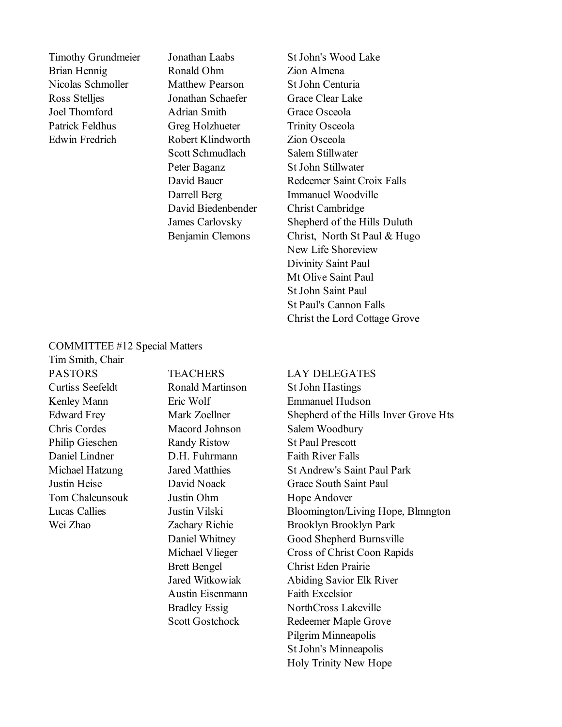| | | |
|---|---|---|
| Timothy Grundmeier | Jonathan Laabs | St John's Wood Lake |
| Brian Hennig | Ronald Ohm | Zion Almena |
| Nicolas Schmoller | Matthew Pearson | St John Centuria |
| Ross Stelljes | Jonathan Schaefer | Grace Clear Lake |
| Joel Thomford | Adrian Smith | Grace Osceola |
| Patrick Feldhus | Greg Holzhueter | Trinity Osceola |
| Edwin Fredrich | Robert Klindworth | Zion Osceola |
| | Scott Schmudlach | Salem Stillwater |
| | Peter Baganz | St John Stillwater |
| | David Bauer | Redeemer Saint Croix Falls |
| | Darrell Berg | Immanuel Woodville |
| | David Biedenbender | Christ Cambridge |
| | James Carlovsky | Shepherd of the Hills Duluth |
| | Benjamin Clemons | Christ, North St Paul & Hugo |
| | | New Life Shoreview |
| | | Divinity Saint Paul |
| | | Mt Olive Saint Paul |
| | | St John Saint Paul |
| | | St Paul's Cannon Falls |
| | | Christ the Lord Cottage Grove |

COMMITTEE #12 Special Matters

Tim Smith, Chair

| PASTORS | TEACHERS | LAY DELEGATES |
|---|---|---|
| Curtiss Seefeldt | Ronald Martinson | St John Hastings |
| Kenley Mann | Eric Wolf | Emmanuel Hudson |
| Edward Frey | Mark Zoellner | Shepherd of the Hills Inver Grove Hts |
| Chris Cordes | Macord Johnson | Salem Woodbury |
| Philip Gieschen | Randy Ristow | St Paul Prescott |
| Daniel Lindner | D.H. Fuhrmann | Faith River Falls |
| Michael Hatzung | Jared Matthies | St Andrew's Saint Paul Park |
| Justin Heise | David Noack | Grace South Saint Paul |
| Tom Chaleunsouk | Justin Ohm | Hope Andover |
| Lucas Callies | Justin Vilski | Bloomington/Living Hope, Blmngton |
| Wei Zhao | Zachary Richie | Brooklyn Brooklyn Park |
| | Daniel Whitney | Good Shepherd Burnsville |
| | Michael Vlieger | Cross of Christ Coon Rapids |
| | Brett Bengel | Christ Eden Prairie |
| | Jared Witkowiak | Abiding Savior Elk River |
| | Austin Eisenmann | Faith Excelsior |
| | Bradley Essig | NorthCross Lakeville |
| | Scott Gostchock | Redeemer Maple Grove |
| | | Pilgrim Minneapolis |
| | | St John's Minneapolis |
| | | Holy Trinity New Hope |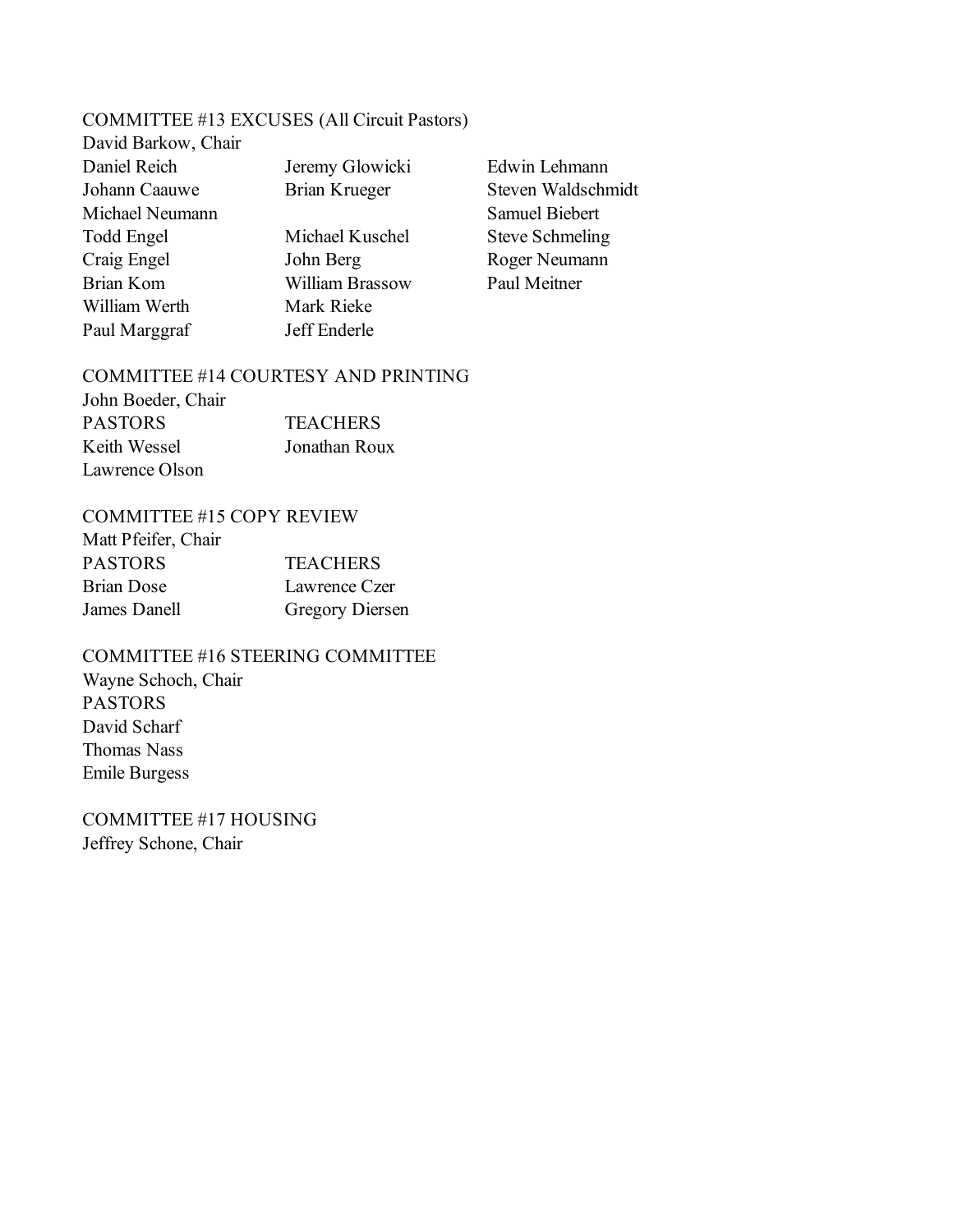COMMITTEE #13 EXCUSES (All Circuit Pastors)

David Barkow, Chair

| | | |
|---|---|---|
| Daniel Reich | Jeremy Glowicki | Edwin Lehmann |
| Johann Caauwe | Brian Krueger | Steven Waldschmidt |
| Michael Neumann | | Samuel Biebert |
| Todd Engel | Michael Kuschel | Steve Schmeling |
| Craig Engel | John Berg | Roger Neumann |
| Brian Kom | William Brassow | Paul Meitner |
| William Werth | Mark Rieke | |
| Paul Marggraf | Jeff Enderle | |

COMMITTEE #14 COURTESY AND PRINTING

John Boeder, Chair

| PASTORS | TEACHERS |
|---|---|
| Keith Wessel | Jonathan Roux |
| Lawrence Olson | |

COMMITTEE #15 COPY REVIEW

Matt Pfeifer, Chair

| PASTORS | TEACHERS |
|---|---|
| Brian Dose | Lawrence Czer |
| James Danell | Gregory Diersen |

COMMITTEE #16 STEERING COMMITTEE

Wayne Schoch, Chair

PASTORS

David Scharf

Thomas Nass

Emile Burgess

COMMITTEE #17 HOUSING

Jeffrey Schone, Chair